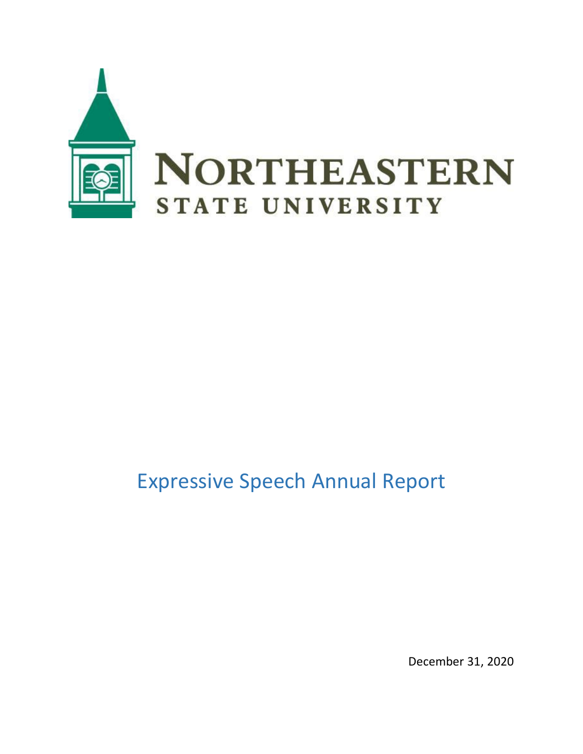NORTHEASTERN
STATE UNIVERSITY

# Expressive Speech Annual Report

December 31, 2020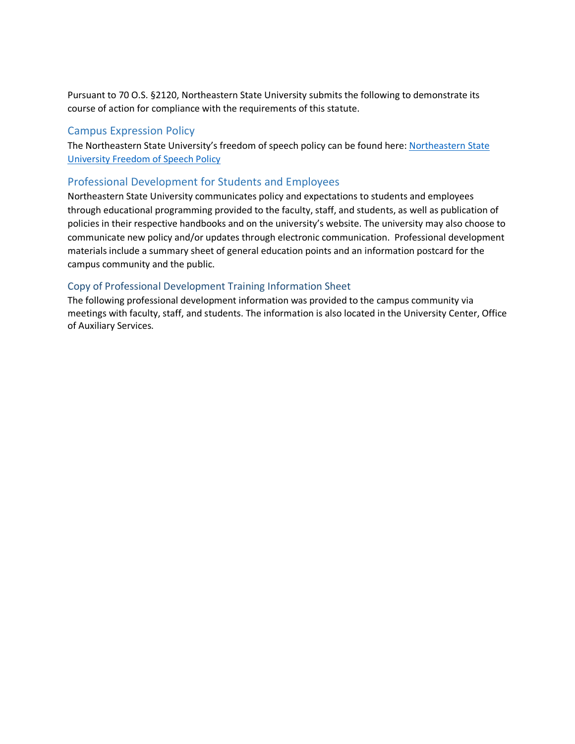Pursuant to 70 O.S. §2120, Northeastern State University submits the following to demonstrate its course of action for compliance with the requirements of this statute.

## Campus Expression Policy

The Northeastern State University's freedom of speech policy can be found here: [Northeastern State University Freedom of Speech Policy]()

## Professional Development for Students and Employees

Northeastern State University communicates policy and expectations to students and employees through educational programming provided to the faculty, staff, and students, as well as publication of policies in their respective handbooks and on the university's website. The university may also choose to communicate new policy and/or updates through electronic communication. Professional development materials include a summary sheet of general education points and an information postcard for the campus community and the public.

### Copy of Professional Development Training Information Sheet

The following professional development information was provided to the campus community via meetings with faculty, staff, and students. The information is also located in the University Center, Office of Auxiliary Services.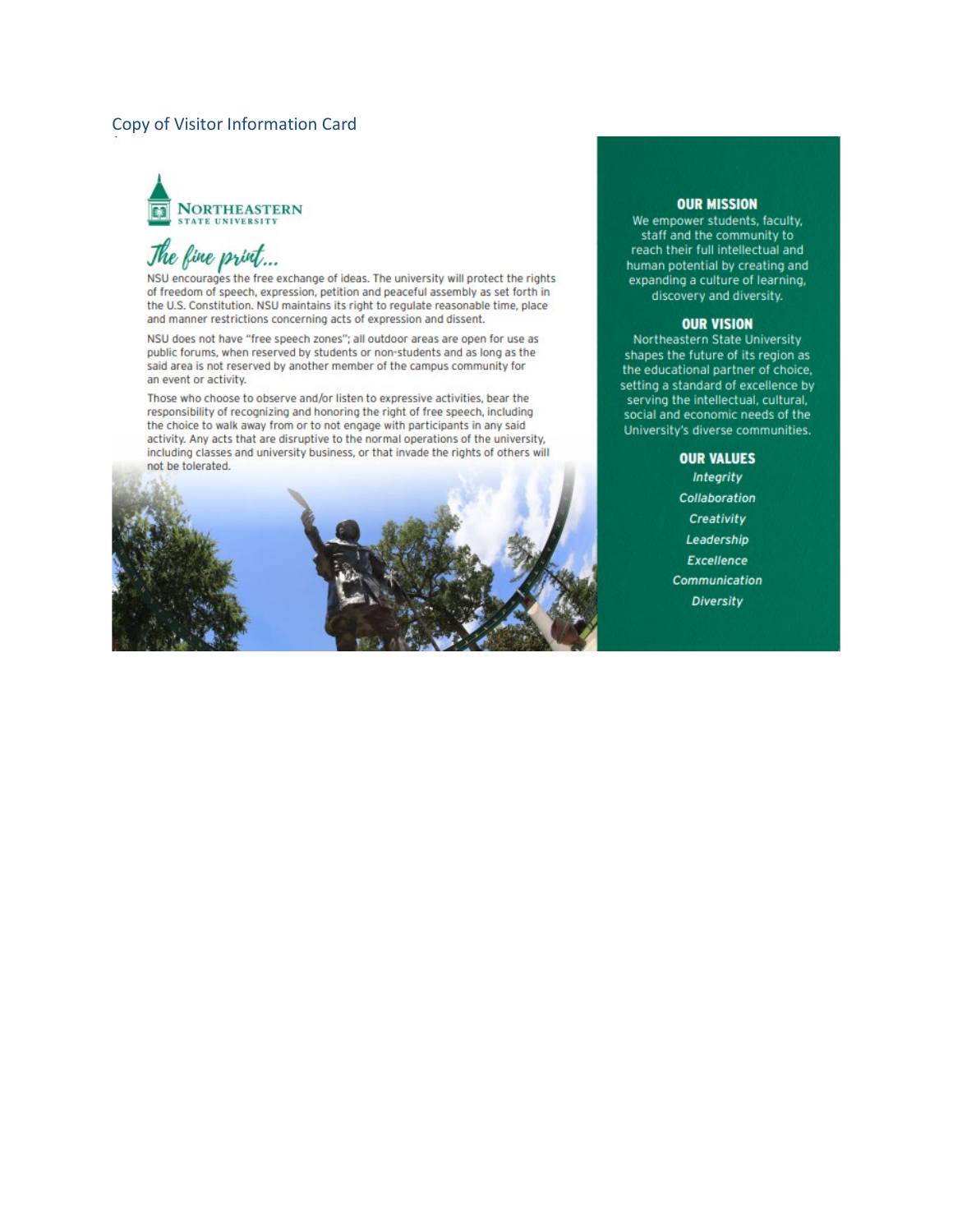Copy of Visitor Information Card

NORTHEASTERN
STATE UNIVERSITY

## *The fine print...*

NSU encourages the free exchange of ideas. The university will protect the rights of freedom of speech, expression, petition and peaceful assembly as set forth in the U.S. Constitution. NSU maintains its right to regulate reasonable time, place and manner restrictions concerning acts of expression and dissent.

NSU does not have "free speech zones"; all outdoor areas are open for use as public forums, when reserved by students or non-students and as long as the said area is not reserved by another member of the campus community for an event or activity.

Those who choose to observe and/or listen to expressive activities, bear the responsibility of recognizing and honoring the right of free speech, including the choice to walk away from or to not engage with participants in any said activity. Any acts that are disruptive to the normal operations of the university, including classes and university business, or that invade the rights of others will not be tolerated.

### OUR MISSION

We empower students, faculty, staff and the community to reach their full intellectual and human potential by creating and expanding a culture of learning, discovery and diversity.

### OUR VISION

Northeastern State University shapes the future of its region as the educational partner of choice, setting a standard of excellence by serving the intellectual, cultural, social and economic needs of the University's diverse communities.

### OUR VALUES

*Integrity*
*Collaboration*
*Creativity*
*Leadership*
*Excellence*
*Communication*
*Diversity*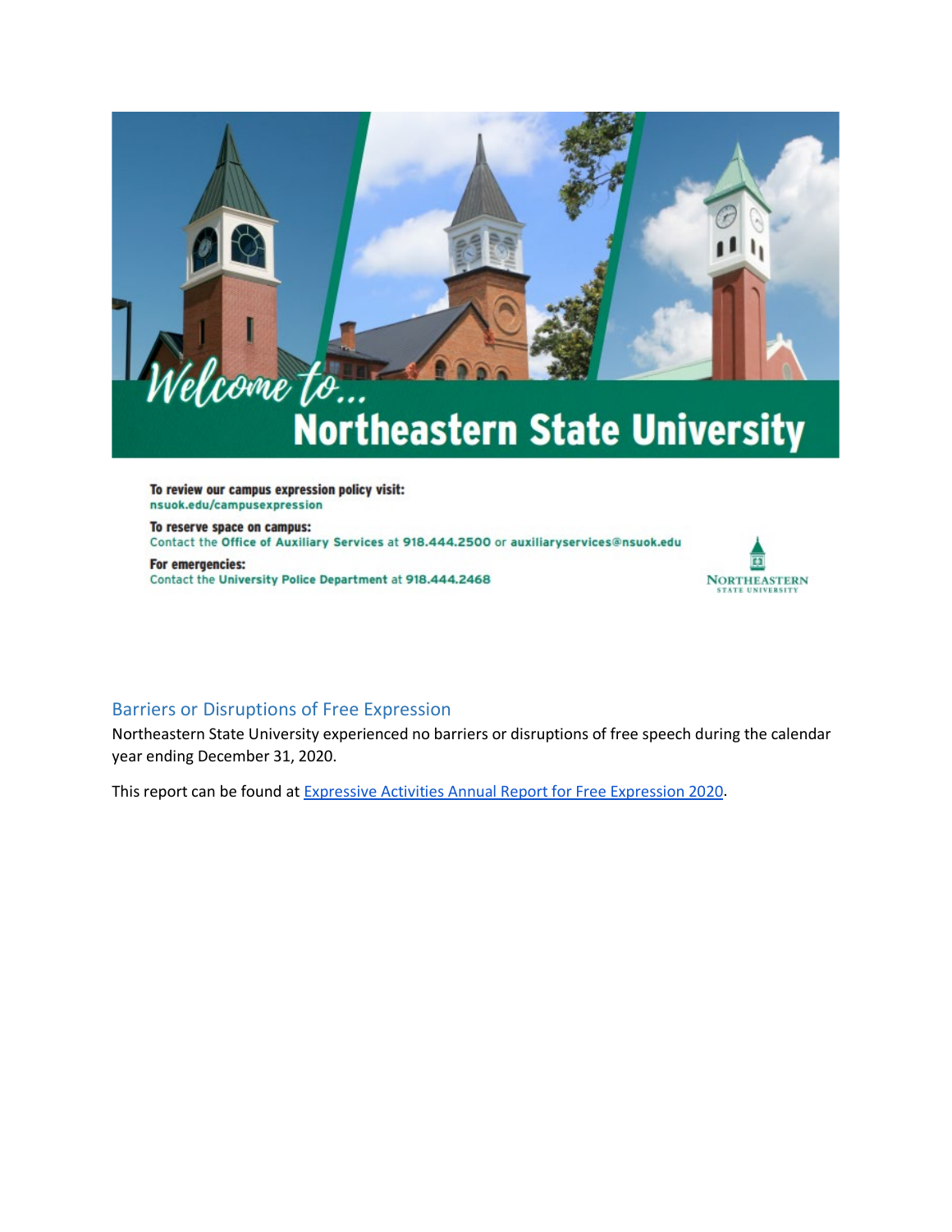Welcome to...
Northeastern State University

**To review our campus expression policy visit:**
nsuok.edu/campusexpression

**To reserve space on campus:**
Contact the **Office of Auxiliary Services** at **918.444.2500** or **auxiliaryservices@nsuok.edu**

**For emergencies:**
Contact the **University Police Department** at **918.444.2468**

NORTHEASTERN STATE UNIVERSITY

## Barriers or Disruptions of Free Expression

Northeastern State University experienced no barriers or disruptions of free speech during the calendar year ending December 31, 2020.

This report can be found at Expressive Activities Annual Report for Free Expression 2020.